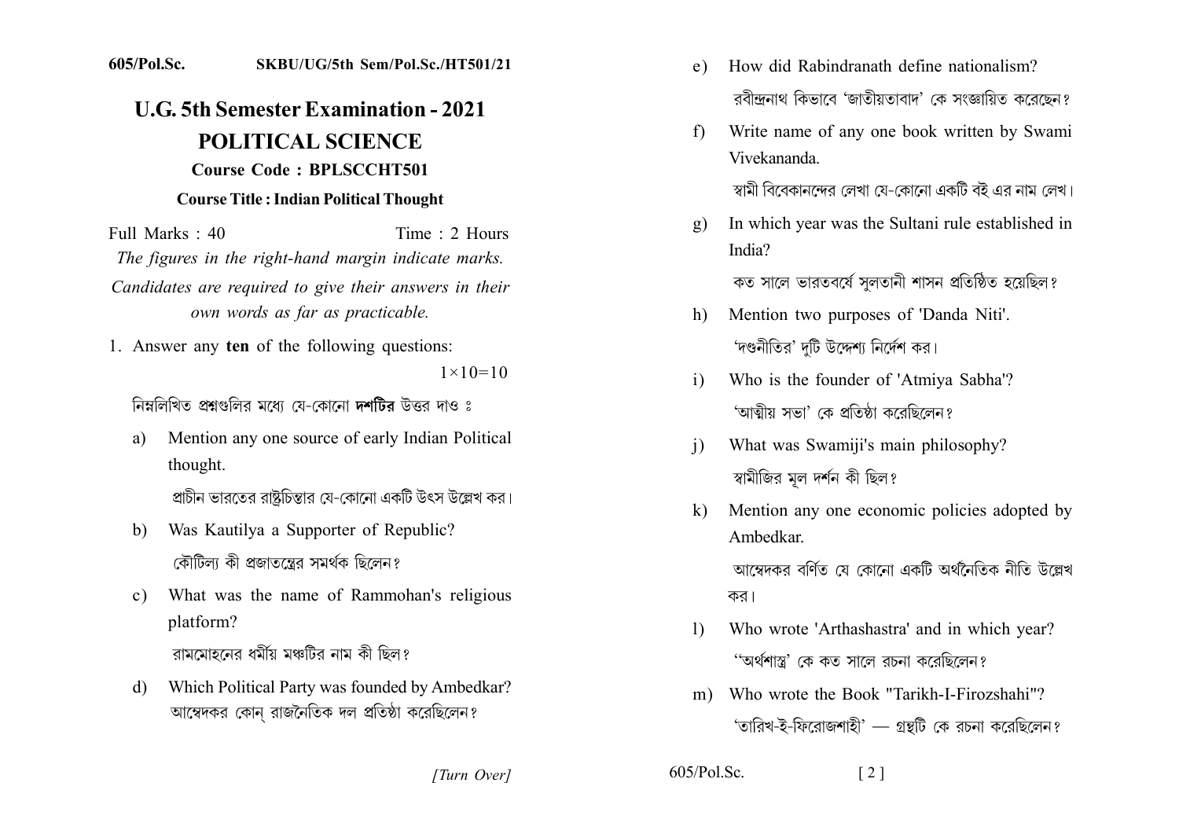605/Pol.Sc. SKBU/UG/5th Sem/Pol.Sc./HT501/21

# U.G. 5th Semester Examination - 2021

## POLITICAL SCIENCE

**Course Code : BPLSCCHT501**

**Course Title : Indian Political Thought**

Full Marks : 40 Time : 2 Hours

*The figures in the right-hand margin indicate marks.*

*Candidates are required to give their answers in their own words as far as practicable.*

1. Answer any **ten** of the following questions: $1\times10=10$

   নিম্নলিখিত প্রশ্নগুলির মধ্যে যে-কোনো **দশটির** উত্তর দাও ঃ

   a) Mention any one source of early Indian Political thought.

      প্রাচীন ভারতের রাষ্ট্রচিন্তার যে-কোনো একটি উৎস উল্লেখ কর।

   b) Was Kautilya a Supporter of Republic?

      কৌটিল্য কী প্রজাতন্ত্রের সমর্থক ছিলেন?

   c) What was the name of Rammohan's religious platform?

      রামমোহনের ধর্মীয় মঞ্চটির নাম কী ছিল?

   d) Which Political Party was founded by Ambedkar?

      আম্বেদকর কোন্ রাজনৈতিক দল প্রতিষ্ঠা করেছিলেন?

   e) How did Rabindranath define nationalism?

      রবীন্দ্রনাথ কিভাবে 'জাতীয়তাবাদ' কে সংজ্ঞায়িত করেছেন?

   f) Write name of any one book written by Swami Vivekananda.

      স্বামী বিবেকানন্দের লেখা যে-কোনো একটি বই এর নাম লেখ।

   g) In which year was the Sultani rule established in India?

      কত সালে ভারতবর্ষে সুলতানী শাসন প্রতিষ্ঠিত হয়েছিল?

   h) Mention two purposes of 'Danda Niti'.

      'দণ্ডনীতির' দুটি উদ্দেশ্য নির্দেশ কর।

   i) Who is the founder of 'Atmiya Sabha'?

      'আত্মীয় সভা' কে প্রতিষ্ঠা করেছিলেন?

   j) What was Swamiji's main philosophy?

      স্বামীজির মূল দর্শন কী ছিল?

   k) Mention any one economic policies adopted by Ambedkar.

      আম্বেদকর বর্ণিত যে কোনো একটি অর্থনৈতিক নীতি উল্লেখ কর।

   l) Who wrote 'Arthashastra' and in which year?

      ''অর্থশাস্ত্র' কে কত সালে রচনা করেছিলেন?

   m) Who wrote the Book "Tarikh-I-Firozshahi"?

      'তারিখ-ই-ফিরোজশাহী' — গ্রন্থটি কে রচনা করেছিলেন?

[Turn Over]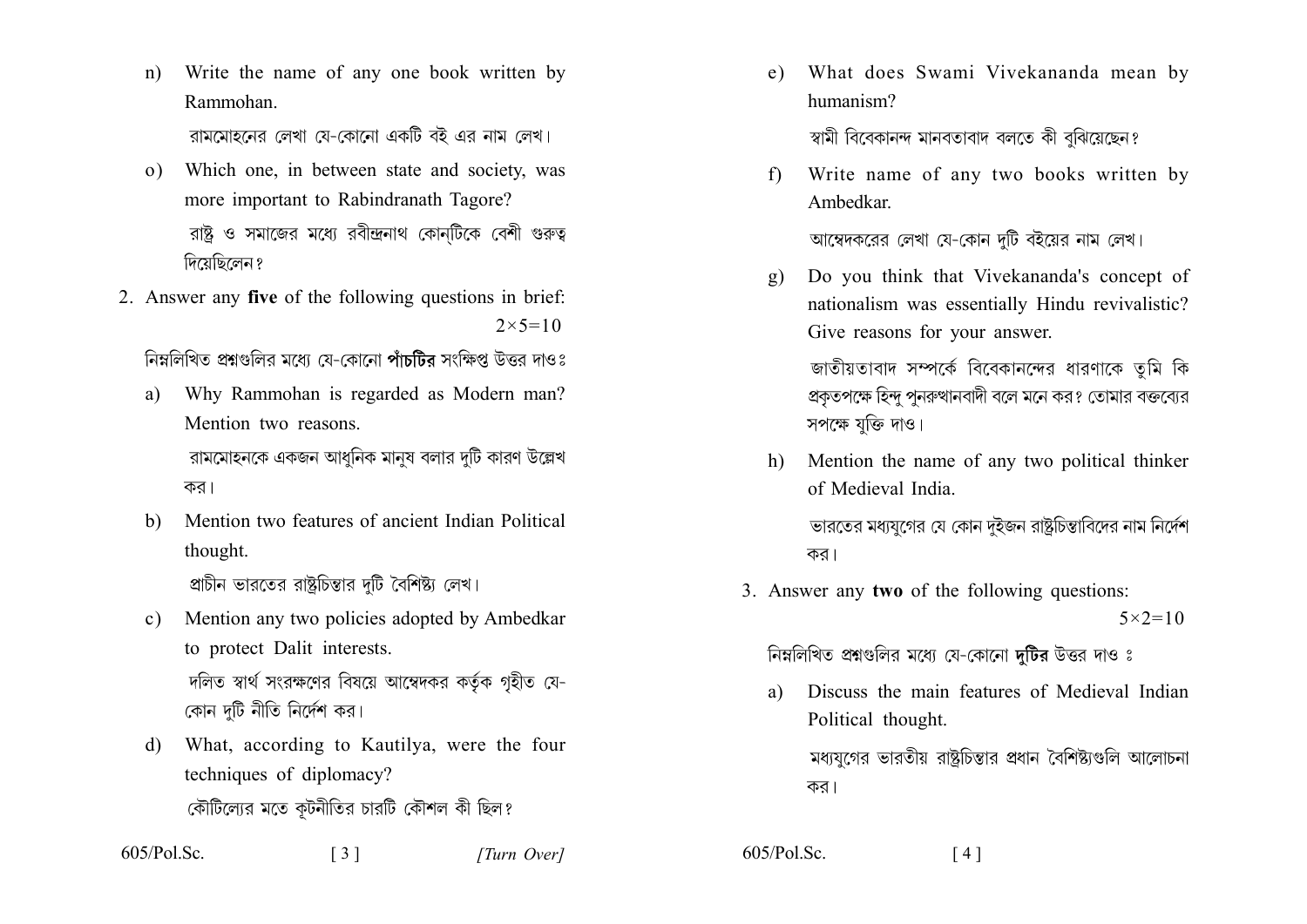n) Write the name of any one book written by Rammohan.

রামমোহনের লেখা যে-কোনো একটি বই এর নাম লেখ।

o) Which one, in between state and society, was more important to Rabindranath Tagore?

রাষ্ট্র ও সমাজের মধ্যে রবীন্দ্রনাথ কোন্‌টিকে বেশী গুরুত্ব দিয়েছিলেন?

2. Answer any **five** of the following questions in brief: $2\times5=10$

নিম্নলিখিত প্রশ্নগুলির মধ্যে যে-কোনো **পাঁচটির** সংক্ষিপ্ত উত্তর দাওঃ

a) Why Rammohan is regarded as Modern man? Mention two reasons.

রামমোহনকে একজন আধুনিক মানুষ বলার দুটি কারণ উল্লেখ কর।

b) Mention two features of ancient Indian Political thought.

প্রাচীন ভারতের রাষ্ট্রচিন্তার দুটি বৈশিষ্ট্য লেখ।

c) Mention any two policies adopted by Ambedkar to protect Dalit interests.

দলিত স্বার্থ সংরক্ষণের বিষয়ে আম্বেদকর কর্তৃক গৃহীত যে-কোন দুটি নীতি নির্দেশ কর।

d) What, according to Kautilya, were the four techniques of diplomacy?

কৌটিল্যের মতে কূটনীতির চারটি কৌশল কী ছিল?

e) What does Swami Vivekananda mean by humanism?

স্বামী বিবেকানন্দ মানবতাবাদ বলতে কী বুঝিয়েছেন?

f) Write name of any two books written by Ambedkar.

আম্বেদকরের লেখা যে-কোন দুটি বইয়ের নাম লেখ।

g) Do you think that Vivekananda's concept of nationalism was essentially Hindu revivalistic? Give reasons for your answer.

জাতীয়তাবাদ সম্পর্কে বিবেকানন্দের ধারণাকে তুমি কি প্রকৃতপক্ষে হিন্দু পুনরুত্থানবাদী বলে মনে কর? তোমার বক্তব্যের সপক্ষে যুক্তি দাও।

h) Mention the name of any two political thinker of Medieval India.

ভারতের মধ্যযুগের যে কোন দুইজন রাষ্ট্রচিন্তাবিদের নাম নির্দেশ কর।

3. Answer any **two** of the following questions: $5\times2=10$

নিম্নলিখিত প্রশ্নগুলির মধ্যে যে-কোনো **দুটির** উত্তর দাও ঃ

a) Discuss the main features of Medieval Indian Political thought.

মধ্যযুগের ভারতীয় রাষ্ট্রচিন্তার প্রধান বৈশিষ্ট্যগুলি আলোচনা কর।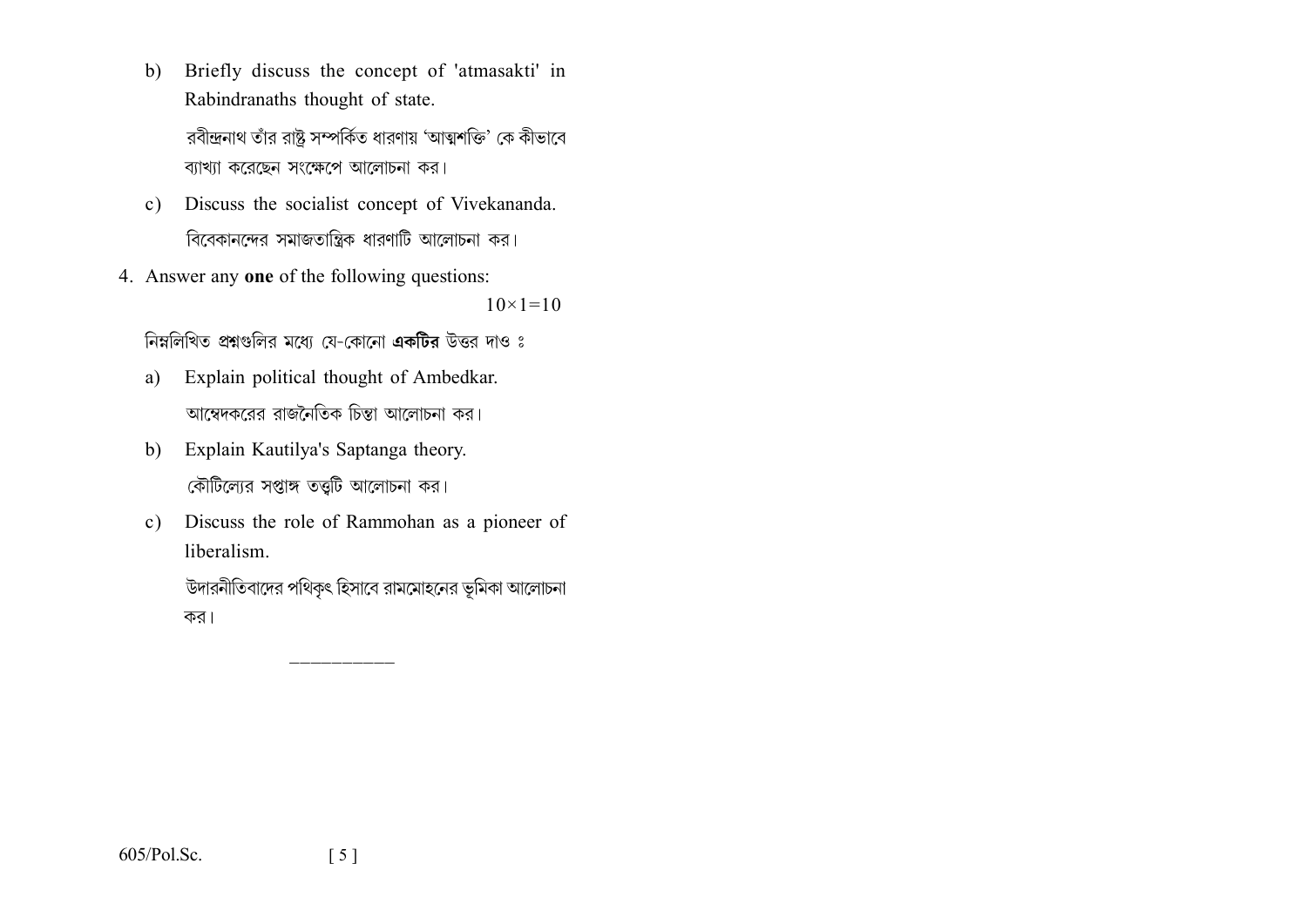b) Briefly discuss the concept of 'atmasakti' in Rabindranaths thought of state.

রবীন্দ্রনাথ তাঁর রাষ্ট্র সম্পর্কিত ধারণায় 'আত্মশক্তি' কে কীভাবে ব্যাখ্যা করেছেন সংক্ষেপে আলোচনা কর।

c) Discuss the socialist concept of Vivekananda.

বিবেকানন্দের সমাজতান্ত্রিক ধারণাটি আলোচনা কর।

4. Answer any **one** of the following questions: $10 \times 1 = 10$

নিম্নলিখিত প্রশ্নগুলির মধ্যে যে-কোনো **একটির** উত্তর দাও ঃ

a) Explain political thought of Ambedkar.

আম্বেদকরের রাজনৈতিক চিন্তা আলোচনা কর।

b) Explain Kautilya's Saptanga theory.

কৌটিল্যের সপ্তাঙ্গ তত্ত্বটি আলোচনা কর।

c) Discuss the role of Rammohan as a pioneer of liberalism.

উদারনীতিবাদের পথিকৃৎ হিসাবে রামমোহনের ভূমিকা আলোচনা কর।

---